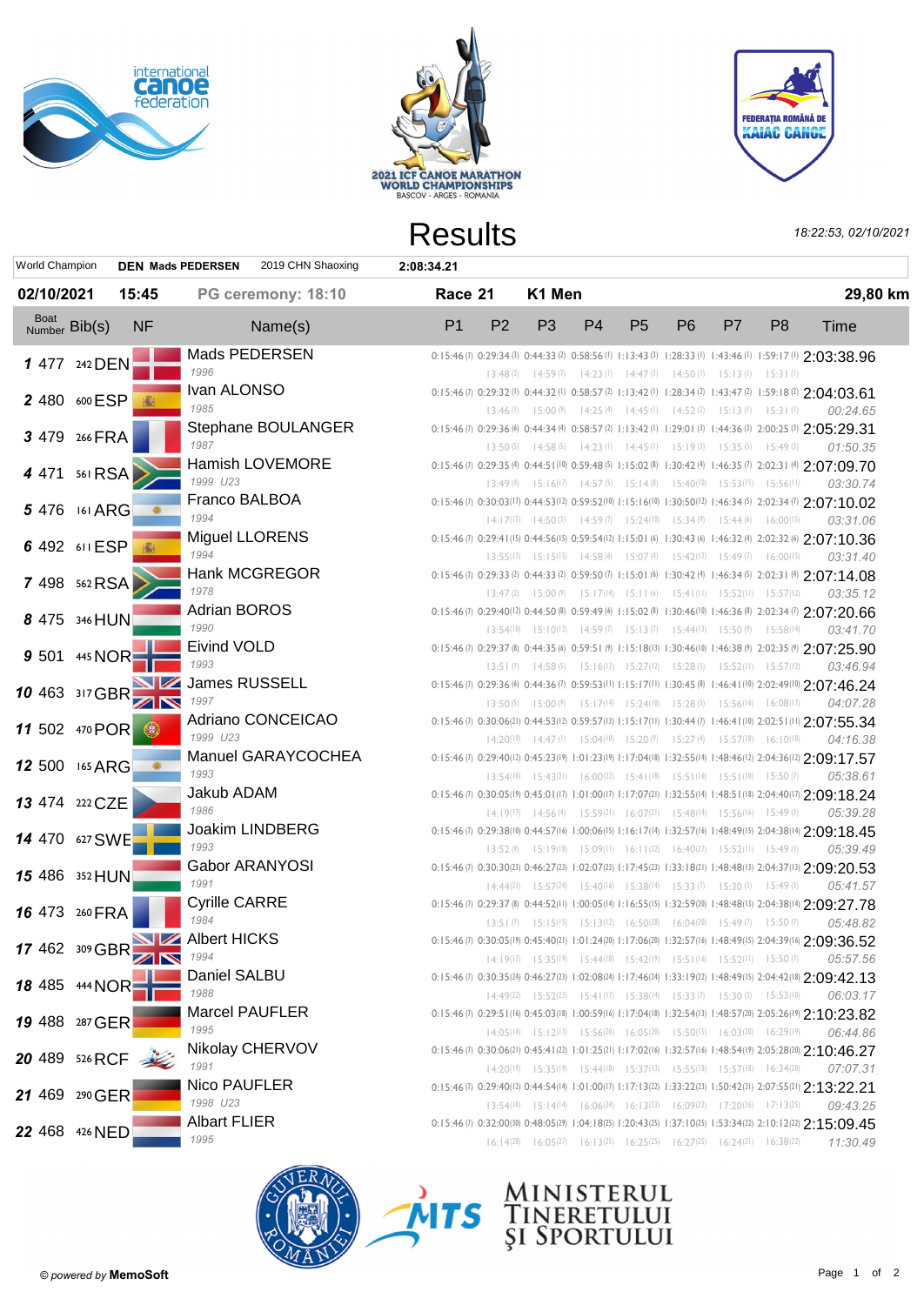international canoe federation

2021 ICF CANOE MARATHON WORLD CHAMPIONSHIPS
BASCOV - ARGES - ROMANIA

FEDERAȚIA ROMÂNĂ DE KAIAC CANOE

# Results

18:22:53, 02/10/2021

| World Champion | DEN Mads PEDERSEN | 2019 CHN Shaoxing | 2:08:34.21 |
|---|---|---|---|

**02/10/2021 15:45** PG ceremony: 18:10 **Race 21 K1 Men 29,80 km**

| Boat Number | Bib(s) | NF | Name(s) | P1 | P2 | P3 | P4 | P5 | P6 | P7 | P8 | Time |
|---|---|---|---|---|---|---|---|---|---|---|---|---|
| **1** | 477 242 | DEN | Mads PEDERSEN 1996 | 0:15:46 (7) | 0:29:34 (3) 13:48 (3) | 0:44:33 (2) 14:59 (7) | 0:58:56 (1) 14:23 (1) | 1:13:43 (3) 14:47 (3) | 1:28:33 (1) 14:50 (1) | 1:43:46 (1) 15:13 (1) | 1:59:17 (1) 15:31 (1) | 2:03:38.96 |
| **2** | 480 600 | ESP | Ivan ALONSO 1985 | 0:15:46 (7) | 0:29:32 (1) 13:46 (1) | 0:44:32 (1) 15:00 (9) | 0:58:57 (2) 14:25 (4) | 1:13:42 (1) 14:45 (1) | 1:28:34 (2) 14:52 (2) | 1:43:47 (2) 15:13 (1) | 1:59:18 (2) 15:31 (1) | 2:04:03.61 00:24.65 |
| **3** | 479 266 | FRA | Stephane BOULANGER 1987 | 0:15:46 (7) | 0:29:36 (6) 13:50 (5) | 0:44:34 (4) 14:58 (5) | 0:58:57 (2) 14:23 (1) | 1:13:42 (1) 14:45 (1) | 1:29:01 (3) 15:19 (3) | 1:44:36 (3) 15:35 (5) | 2:00:25 (3) 15:49 (3) | 2:05:29.31 01:50.35 |
| **4** | 471 561 | RSA | Hamish LOVEMORE 1999 U23 | 0:15:46 (7) | 0:29:35 (4) 13:49 (4) | 0:44:51 (10) 15:16 (17) | 0:59:48 (5) 14:57 (5) | 1:15:02 (8) 15:14 (8) | 1:30:42 (4) 15:40 (10) | 1:46:35 (7) 15:53 (15) | 2:02:31 (4) 15:56 (11) | 2:07:09.70 03:30.74 |
| **5** | 476 161 | ARG | Franco BALBOA 1994 | 0:15:46 (7) | 0:30:03 (17) 14:17 (15) | 0:44:53 (12) 14:50 (3) | 0:59:52 (10) 14:59 (7) | 1:15:16 (10) 15:24 (10) | 1:30:50 (12) 15:34 (9) | 1:46:34 (5) 15:44 (4) | 2:02:34 (7) 16:00 (15) | 2:07:10.02 03:31.06 |
| **6** | 492 611 | ESP | Miguel LLORENS 1994 | 0:15:46 (7) | 0:29:41 (15) 13:55 (13) | 0:44:56 (15) 15:15 (15) | 0:59:54 (12) 14:58 (6) | 1:15:01 (6) 15:07 (4) | 1:30:43 (6) 15:42 (12) | 1:46:32 (4) 15:49 (7) | 2:02:32 (6) 16:00 (15) | 2:07:10.36 03:31.40 |
| **7** | 498 562 | RSA | Hank MCGREGOR 1978 | 0:15:46 (7) | 0:29:33 (2) 13:47 (2) | 0:44:33 (2) 15:00 (9) | 0:59:50 (7) 15:17 (14) | 1:15:01 (6) 15:11 (6) | 1:30:42 (4) 15:41 (11) | 1:46:34 (5) 15:52 (11) | 2:02:31 (4) 15:57 (12) | 2:07:14.08 03:35.12 |
| **8** | 475 346 | HUN | Adrian BOROS 1990 | 0:15:46 (7) | 0:29:40 (12) 13:54 (10) | 0:44:50 (8) 15:10 (12) | 0:59:49 (6) 14:59 (7) | 1:15:02 (8) 15:13 (7) | 1:30:46 (10) 15:44 (13) | 1:46:36 (8) 15:50 (9) | 2:02:34 (7) 15:58 (14) | 2:07:20.66 03:41.70 |
| **9** | 501 445 | NOR | Eivind VOLD 1993 | 0:15:46 (7) | 0:29:37 (8) 13:51 (7) | 0:44:35 (6) 14:58 (5) | 0:59:51 (9) 15:16 (13) | 1:15:18 (13) 15:27 (12) | 1:30:46 (10) 15:28 (5) | 1:46:38 (9) 15:52 (11) | 2:02:35 (9) 15:57 (12) | 2:07:25.90 03:46.94 |
| **10** | 463 317 | GBR | James RUSSELL 1997 | 0:15:46 (7) | 0:29:36 (6) 13:50 (5) | 0:44:36 (7) 15:00 (9) | 0:59:53 (11) 15:17 (14) | 1:15:17 (11) 15:24 (10) | 1:30:45 (8) 15:28 (5) | 1:46:41 (10) 15:56 (16) | 2:02:49 (10) 16:08 (17) | 2:07:46.24 04:07.28 |
| **11** | 502 470 | POR | Adriano CONCEICAO 1999 U23 | 0:15:46 (7) | 0:30:06 (21) 14:20 (19) | 0:44:53 (12) 14:47 (1) | 0:59:57 (13) 15:04 (10) | 1:15:17 (11) 15:20 (9) | 1:30:44 (7) 15:27 (4) | 1:46:41 (10) 15:57 (18) | 2:02:51 (11) 16:10 (18) | 2:07:55.34 04:16.38 |
| **12** | 500 165 | ARG | Manuel GARAYCOCHEA 1993 | 0:15:46 (7) | 0:29:40 (12) 13:54 (10) | 0:45:23 (19) 15:43 (21) | 1:01:23 (19) 16:00 (22) | 1:17:04 (18) 15:41 (18) | 1:32:55 (14) 15:51 (16) | 1:48:46 (12) 15:51 (10) | 2:04:36 (12) 15:50 (7) | 2:09:17.57 05:38.61 |
| **13** | 474 222 | CZE | Jakub ADAM 1986 | 0:15:46 (7) | 0:30:05 (19) 14:19 (17) | 0:45:01 (17) 14:56 (4) | 1:01:00 (17) 15:59 (21) | 1:17:07 (21) 16:07 (21) | 1:32:55 (14) 15:48 (14) | 1:48:51 (18) 15:56 (16) | 2:04:40 (17) 15:49 (3) | 2:09:18.24 05:39.28 |
| **14** | 470 627 | SWE | Joakim LINDBERG 1993 | 0:15:46 (7) | 0:29:38 (10) 13:52 (9) | 0:44:57 (16) 15:19 (18) | 1:00:06 (15) 15:09 (11) | 1:16:17 (14) 16:11 (22) | 1:32:57 (16) 16:40 (27) | 1:48:49 (15) 15:52 (11) | 2:04:38 (14) 15:49 (3) | 2:09:18.45 05:39.49 |
| **15** | 486 352 | HUN | Gabor ARANYOSI 1991 | 0:15:46 (7) | 0:30:30 (23) 14:44 (21) | 0:46:27 (23) 15:57 (24) | 1:02:07 (23) 15:40 (16) | 1:17:45 (23) 15:38 (14) | 1:33:18 (21) 15:33 (7) | 1:48:48 (13) 15:30 (3) | 2:04:37 (13) 15:49 (3) | 2:09:20.53 05:41.57 |
| **16** | 473 260 | FRA | Cyrille CARRE 1984 | 0:15:46 (7) | 0:29:37 (8) 13:51 (7) | 0:45:52 (11) 15:15 (15) | 1:00:05 (14) 15:13 (12) | 1:16:55 (15) 16:50 (28) | 1:32:59 (20) 16:04 (20) | 1:48:48 (13) 15:49 (7) | 2:04:38 (14) 15:50 (7) | 2:09:27.78 05:48.82 |
| **17** | 462 309 | GBR | Albert HICKS 1994 | 0:15:46 (7) | 0:30:05 (19) 14:19 (17) | 0:45:40 (21) 15:35 (19) | 1:01:24 (20) 15:44 (18) | 1:17:06 (20) 15:42 (19) | 1:32:57 (16) 15:51 (16) | 1:48:49 (15) 15:52 (11) | 2:04:39 (16) 15:50 (7) | 2:09:36.52 05:57.56 |
| **18** | 485 444 | NOR | Daniel SALBU 1988 | 0:15:46 (7) | 0:30:35 (24) 14:49 (22) | 0:46:27 (23) 15:52 (23) | 1:02:08 (24) 15:41 (17) | 1:17:46 (24) 15:38 (14) | 1:33:19 (22) 15:33 (7) | 1:48:49 (15) 15:30 (3) | 2:04:42 (18) 15:53 (10) | 2:09:42.13 06:03.17 |
| **19** | 488 287 | GER | Marcel PAUFLER 1995 | 0:15:46 (7) | 0:29:51 (16) 14:05 (14) | 0:45:03 (18) 15:12 (13) | 1:00:59 (16) 15:56 (20) | 1:17:04 (18) 16:05 (20) | 1:32:54 (13) 15:50 (15) | 1:48:57 (20) 16:03 (20) | 2:05:26 (19) 16:29 (19) | 2:10:23.82 06:44.86 |
| **20** | 489 526 | RCF | Nikolay CHERVOV 1991 | 0:15:46 (7) | 0:30:06 (21) 14:20 (19) | 0:45:41 (22) 15:35 (19) | 1:01:25 (21) 15:44 (18) | 1:17:02 (16) 15:37 (13) | 1:32:57 (16) 15:55 (18) | 1:48:54 (19) 15:57 (18) | 2:05:28 (20) 16:34 (20) | 2:10:46.27 07:07.31 |
| **21** | 469 290 | GER | Nico PAUFLER 1998 U23 | 0:15:46 (7) | 0:29:40 (12) 13:54 (10) | 0:44:54 (14) 15:14 (14) | 1:01:00 (17) 16:06 (24) | 1:17:13 (22) 16:13 (23) | 1:33:22 (23) 16:09 (22) | 1:50:42 (21) 17:20 (26) | 2:07:55 (21) 17:13 (25) | 2:13:22.21 09:43.25 |
| **22** | 468 426 | NED | Albart FLIER 1995 | 0:15:46 (7) | 0:32:00 (30) 16:14 (28) | 0:48:05 (29) 16:05 (27) | 1:04:18 (25) 16:13 (25) | 1:20:43 (25) 16:25 (25) | 1:37:10 (25) 16:27 (25) | 1:53:34 (22) 16:24 (21) | 2:10:12 (22) 16:38 (22) | 2:15:09.45 11:30.49 |

GUVERNUL ROMÂNIEI — MTS — MINISTERUL TINERETULUI ȘI SPORTULUI

© powered by MemoSoft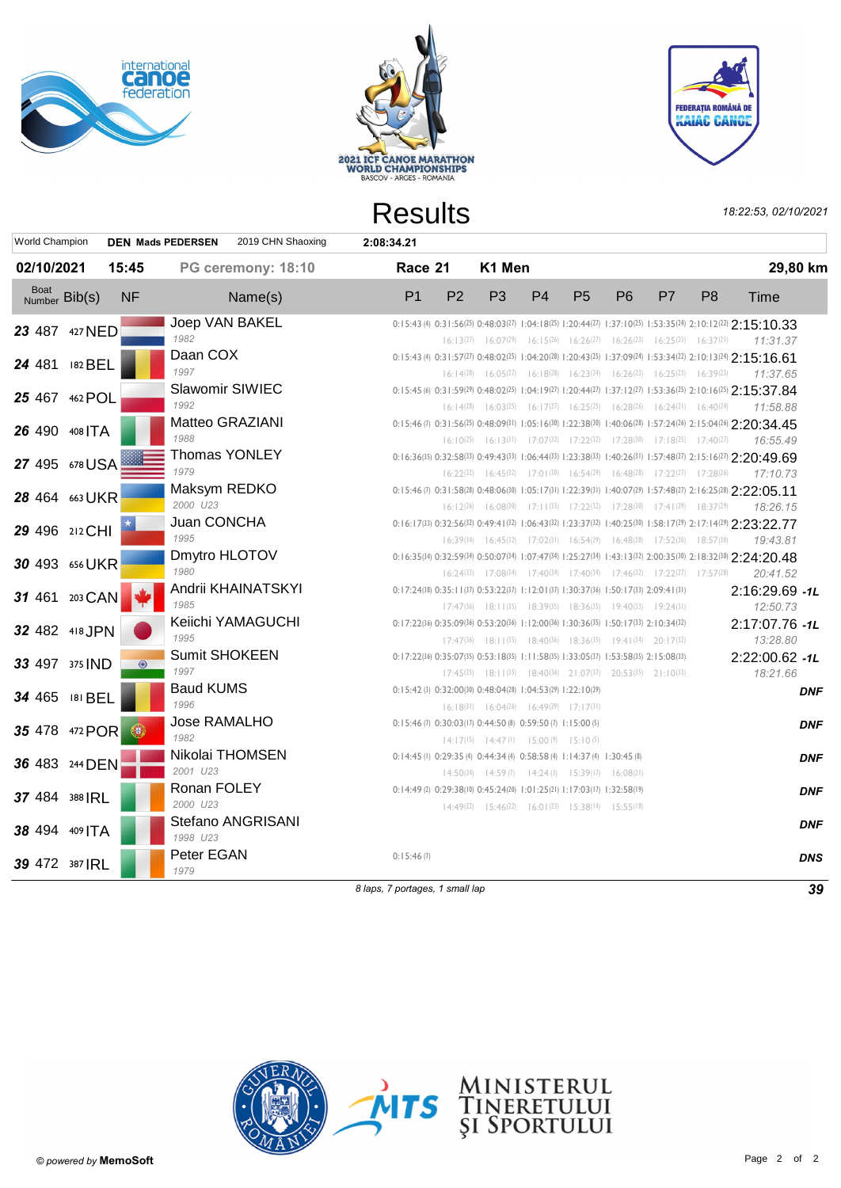# Results

18:22:53, 02/10/2021

| World Champion | DEN Mads PEDERSEN | 2019 CHN Shaoxing | 2:08:34.21 |
|---|---|---|---|

**02/10/2021** **15:45** PG ceremony: 18:10 **Race 21** **K1 Men** **29,80 km**

| Rank | Boat Number | Bib(s) | NF | Name(s) | P1 | P2 | P3 | P4 | P5 | P6 | P7 | P8 | Time |
|---|---|---|---|---|---|---|---|---|---|---|---|---|---|
| 23 | 487 | 427 | NED | Joep VAN BAKEL<br>1982 | 0:15:43 (4) | 0:31:56(25)<br>16:13(27) | 0:48:03(27)<br>16:07(29) | 1:04:18(25)<br>16:15(26) | 1:20:44(27)<br>16:26(27) | 1:37:10(25)<br>16:26(23) | 1:53:35(24)<br>16:25(23) | 2:10:12(22)<br>16:37(21) | 2:15:10.33<br>11:31.37 |
| 24 | 481 | 182 | BEL | Daan COX<br>1997 | 0:15:43 (4) | 0:31:57(27)<br>16:14(28) | 0:48:02(25)<br>16:05(27) | 1:04:20(28)<br>16:18(28) | 1:20:43(25)<br>16:23(24) | 1:37:09(24)<br>16:26(23) | 1:53:34(22)<br>16:25(23) | 2:10:13(24)<br>16:39(23) | 2:15:16.61<br>11:37.65 |
| 25 | 467 | 462 | POL | Slawomir SIWIEC<br>1992 | 0:15:45 (6) | 0:31:59(29)<br>16:14(28) | 0:48:02(25)<br>16:03(25) | 1:04:19(27)<br>16:17(27) | 1:20:44(27)<br>16:25(25) | 1:37:12(27)<br>16:28(26) | 1:53:36(25)<br>16:24(21) | 2:10:16(25)<br>16:40(24) | 2:15:37.84<br>11:58.88 |
| 26 | 490 | 408 | ITA | Matteo GRAZIANI<br>1988 | 0:15:46 (7) | 0:31:56(25)<br>16:10(25) | 0:48:09(31)<br>16:13(31) | 1:05:16(30)<br>17:07(32) | 1:22:38(30)<br>17:22(32) | 1:40:06(28)<br>17:28(30) | 1:57:24(26)<br>17:18(25) | 2:15:04(26)<br>17:40(27) | 2:20:34.45<br>16:55.49 |
| 27 | 495 | 678 | USA | Thomas YONLEY<br>1979 | 0:16:36(35) | 0:32:58(33)<br>16:22(32) | 0:49:43(33)<br>16:45(32) | 1:06:44(33)<br>17:01(30) | 1:23:38(33)<br>16:54(29) | 1:40:26(31)<br>16:48(28) | 1:57:48(27)<br>17:22(27) | 2:15:16(27)<br>17:28(26) | 2:20:49.69<br>17:10.73 |
| 28 | 464 | 663 | UKR | Maksym REDKO<br>2000 U23 | 0:15:46 (7) | 0:31:58(28)<br>16:12(26) | 0:48:06(30)<br>16:08(30) | 1:05:17(31)<br>17:11(33) | 1:22:39(31)<br>17:22(32) | 1:40:07(29)<br>17:28(30) | 1:57:48(27)<br>17:41(29) | 2:16:25(28)<br>18:37(29) | 2:22:05.11<br>18:26.15 |
| 29 | 496 | 212 | CHI | Juan CONCHA<br>1995 | 0:16:17(33) | 0:32:56(32)<br>16:39(34) | 0:49:41(32)<br>16:45(32) | 1:06:43(32)<br>17:02(31) | 1:23:37(32)<br>16:54(29) | 1:40:25(30)<br>16:48(28) | 1:58:17(29)<br>17:52(30) | 2:17:14(29)<br>18:57(30) | 2:23:22.77<br>19:43.81 |
| 30 | 493 | 656 | UKR | Dmytro HLOTOV<br>1980 | 0:16:35(34) | 0:32:59(34)<br>16:24(33) | 0:50:07(34)<br>17:08(34) | 1:07:47(34)<br>17:40(34) | 1:25:27(34)<br>17:40(34) | 1:43:13(32)<br>17:46(32) | 2:00:35(30)<br>17:22(27) | 2:18:32(30)<br>17:57(28) | 2:24:20.48<br>20:41.52 |
| 31 | 461 | 203 | CAN | Andrii KHAINATSKYI<br>1985 | 0:17:24(38) | 0:35:11(37)<br>17:47(36) | 0:53:22(37)<br>18:11(35) | 1:12:01(37)<br>18:39(35) | 1:30:37(36)<br>18:36(35) | 1:50:17(33)<br>19:40(33) | 2:09:41(31)<br>19:24(31) | | 2:16:29.69 -1L<br>12:50.73 |
| 32 | 482 | 418 | JPN | Keiichi YAMAGUCHI<br>1995 | 0:17:22(36) | 0:35:09(36)<br>17:47(36) | 0:53:20(36)<br>18:11(35) | 1:12:00(36)<br>18:40(36) | 1:30:36(35)<br>18:36(35) | 1:50:17(33)<br>19:41(34) | 2:10:34(32)<br>20:17(32) | | 2:17:07.76 -1L<br>13:28.80 |
| 33 | 497 | 375 | IND | Sumit SHOKEEN<br>1997 | 0:17:22(36) | 0:35:07(35)<br>17:45(35) | 0:53:18(35)<br>18:11(35) | 1:11:58(35)<br>18:40(36) | 1:33:05(37)<br>21:07(37) | 1:53:58(35)<br>20:53(35) | 2:15:08(33)<br>21:10(33) | | 2:22:00.62 -1L<br>18:21.66 |
| 34 | 465 | 181 | BEL | Baud KUMS<br>1996 | 0:15:42 (3) | 0:32:00(30)<br>16:18(31) | 0:48:04(28)<br>16:04(26) | 1:04:53(29)<br>16:49(29) | 1:22:10(29)<br>17:17(31) | | | | DNF |
| 35 | 478 | 472 | POR | Jose RAMALHO<br>1982 | 0:15:46 (7) | 0:30:03(17)<br>14:17(15) | 0:44:50 (8)<br>14:47 (1) | 0:59:50 (7)<br>15:00 (9) | 1:15:00 (5)<br>15:10 (5) | | | | DNF |
| 36 | 483 | 244 | DEN | Nikolai THOMSEN<br>2001 U23 | 0:14:45 (1) | 0:29:35 (4)<br>14:50(24) | 0:44:34 (4)<br>14:59 (7) | 0:58:58 (4)<br>14:24 (3) | 1:14:37 (4)<br>15:39(17) | 1:30:45 (8)<br>16:08(21) | | | DNF |
| 37 | 484 | 388 | IRL | Ronan FOLEY<br>2000 U23 | 0:14:49 (2) | 0:29:38(10)<br>14:49(22) | 0:45:24(20)<br>15:46(32) | 1:01:25(21)<br>16:01(23) | 1:17:03(17)<br>15:38(14) | 1:32:58(19)<br>15:55(18) | | | DNF |
| 38 | 494 | 409 | ITA | Stefano ANGRISANI<br>1998 U23 | | | | | | | | | DNF |
| 39 | 472 | 387 | IRL | Peter EGAN<br>1979 | 0:15:46 (7) | | | | | | | | DNS |

8 laps, 7 portages, 1 small lap

39

© powered by MemoSoft